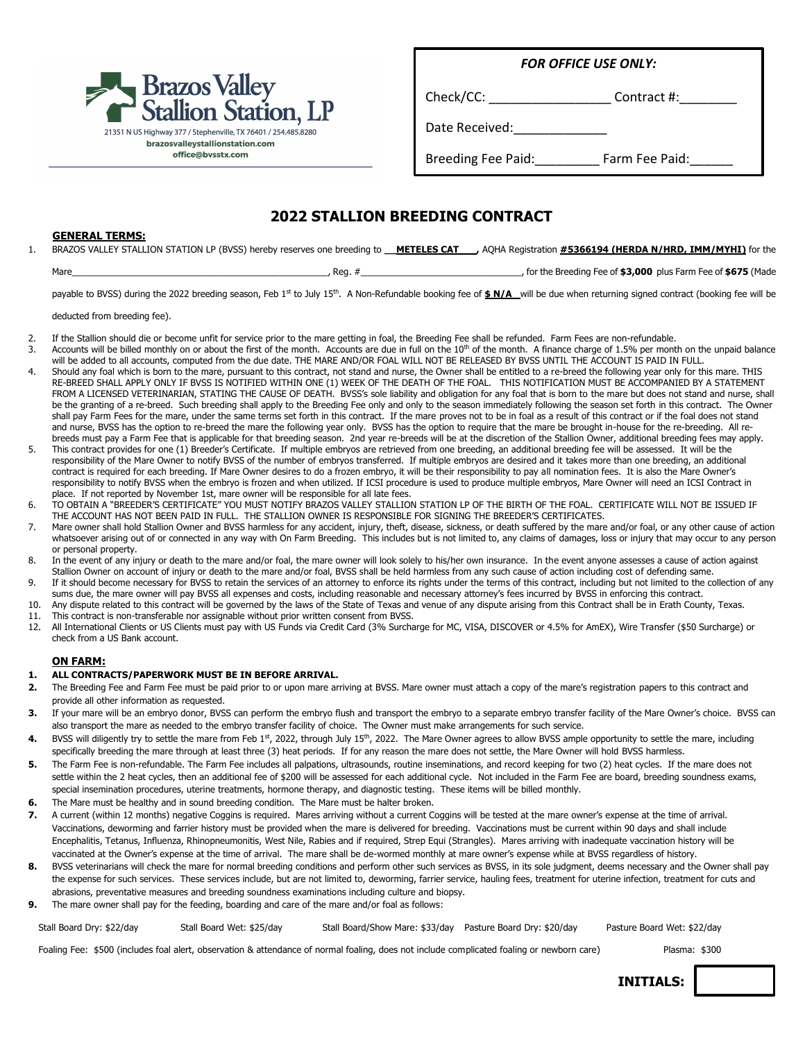**Brazos Valley Stallion Station, LP**
21351 N US Highway 377 / Stephenville, TX 76401 / 254.485.8280
brazosvalleystallionstation.com
office@bvsstx.com

| *FOR OFFICE USE ONLY:* | |
|---|---|
| Check/CC: _________________ | Contract #:________ |
| Date Received:_____________ | |
| Breeding Fee Paid:_________ | Farm Fee Paid:______ |

# 2022 STALLION BREEDING CONTRACT

**GENERAL TERMS:**

1. BRAZOS VALLEY STALLION STATION LP (BVSS) hereby reserves one breeding to __**METELES CAT**___, AQHA Registration **#5366194 (HERDA N/HRD, IMM/MYHI)** for the Mare_______________________________________________, Reg. #______________________________, for the Breeding Fee of **$3,000** plus Farm Fee of **$675** (Made payable to BVSS) during the 2022 breeding season, Feb 1st to July 15th. A Non-Refundable booking fee of **$ N/A** will be due when returning signed contract (booking fee will be deducted from breeding fee).
2. If the Stallion should die or become unfit for service prior to the mare getting in foal, the Breeding Fee shall be refunded. Farm Fees are non-refundable.
3. Accounts will be billed monthly on or about the first of the month. Accounts are due in full on the 10th of the month. A finance charge of 1.5% per month on the unpaid balance will be added to all accounts, computed from the due date. THE MARE AND/OR FOAL WILL NOT BE RELEASED BY BVSS UNTIL THE ACCOUNT IS PAID IN FULL.
4. Should any foal which is born to the mare, pursuant to this contract, not stand and nurse, the Owner shall be entitled to a re-breed the following year only for this mare. THIS RE-BREED SHALL APPLY ONLY IF BVSS IS NOTIFIED WITHIN ONE (1) WEEK OF THE DEATH OF THE FOAL. THIS NOTIFICATION MUST BE ACCOMPANIED BY A STATEMENT FROM A LICENSED VETERINARIAN, STATING THE CAUSE OF DEATH. BVSS's sole liability and obligation for any foal that is born to the mare but does not stand and nurse, shall be the granting of a re-breed. Such breeding shall apply to the Breeding Fee only and only to the season immediately following the season set forth in this contract. The Owner shall pay Farm Fees for the mare, under the same terms set forth in this contract. If the mare proves not to be in foal as a result of this contract or if the foal does not stand and nurse, BVSS has the option to re-breed the mare the following year only. BVSS has the option to require that the mare be brought in-house for the re-breeding. All re-breeds must pay a Farm Fee that is applicable for that breeding season. 2nd year re-breeds will be at the discretion of the Stallion Owner, additional breeding fees may apply.
5. This contract provides for one (1) Breeder's Certificate. If multiple embryos are retrieved from one breeding, an additional breeding fee will be assessed. It will be the responsibility of the Mare Owner to notify BVSS of the number of embryos transferred. If multiple embryos are desired and it takes more than one breeding, an additional contract is required for each breeding. If Mare Owner desires to do a frozen embryo, it will be their responsibility to pay all nomination fees. It is also the Mare Owner's responsibility to notify BVSS when the embryo is frozen and when utilized. If ICSI procedure is used to produce multiple embryos, Mare Owner will need an ICSI Contract in place. If not reported by November 1st, mare owner will be responsible for all late fees.
6. TO OBTAIN A "BREEDER'S CERTIFICATE" YOU MUST NOTIFY BRAZOS VALLEY STALLION STATION LP OF THE BIRTH OF THE FOAL. CERTIFICATE WILL NOT BE ISSUED IF THE ACCOUNT HAS NOT BEEN PAID IN FULL. THE STALLION OWNER IS RESPONSIBLE FOR SIGNING THE BREEDER'S CERTIFICATES.
7. Mare owner shall hold Stallion Owner and BVSS harmless for any accident, injury, theft, disease, sickness, or death suffered by the mare and/or foal, or any other cause of action whatsoever arising out of or connected in any way with On Farm Breeding. This includes but is not limited to, any claims of damages, loss or injury that may occur to any person or personal property.
8. In the event of any injury or death to the mare and/or foal, the mare owner will look solely to his/her own insurance. In the event anyone assesses a cause of action against Stallion Owner on account of injury or death to the mare and/or foal, BVSS shall be held harmless from any such cause of action including cost of defending same.
9. If it should become necessary for BVSS to retain the services of an attorney to enforce its rights under the terms of this contract, including but not limited to the collection of any sums due, the mare owner will pay BVSS all expenses and costs, including reasonable and necessary attorney's fees incurred by BVSS in enforcing this contract.
10. Any dispute related to this contract will be governed by the laws of the State of Texas and venue of any dispute arising from this Contract shall be in Erath County, Texas.
11. This contract is non-transferable nor assignable without prior written consent from BVSS.
12. All International Clients or US Clients must pay with US Funds via Credit Card (3% Surcharge for MC, VISA, DISCOVER or 4.5% for AmEX), Wire Transfer ($50 Surcharge) or check from a US Bank account.

**ON FARM:**

1. **ALL CONTRACTS/PAPERWORK MUST BE IN BEFORE ARRIVAL.**
2. The Breeding Fee and Farm Fee must be paid prior to or upon mare arriving at BVSS. Mare owner must attach a copy of the mare's registration papers to this contract and provide all other information as requested.
3. If your mare will be an embryo donor, BVSS can perform the embryo flush and transport the embryo to a separate embryo transfer facility of the Mare Owner's choice. BVSS can also transport the mare as needed to the embryo transfer facility of choice. The Owner must make arrangements for such service.
4. BVSS will diligently try to settle the mare from Feb 1st, 2022, through July 15th, 2022. The Mare Owner agrees to allow BVSS ample opportunity to settle the mare, including specifically breeding the mare through at least three (3) heat periods. If for any reason the mare does not settle, the Mare Owner will hold BVSS harmless.
5. The Farm Fee is non-refundable. The Farm Fee includes all palpations, ultrasounds, routine inseminations, and record keeping for two (2) heat cycles. If the mare does not settle within the 2 heat cycles, then an additional fee of $200 will be assessed for each additional cycle. Not included in the Farm Fee are board, breeding soundness exams, special insemination procedures, uterine treatments, hormone therapy, and diagnostic testing. These items will be billed monthly.
6. The Mare must be healthy and in sound breeding condition. The Mare must be halter broken.
7. A current (within 12 months) negative Coggins is required. Mares arriving without a current Coggins will be tested at the mare owner's expense at the time of arrival. Vaccinations, deworming and farrier history must be provided when the mare is delivered for breeding. Vaccinations must be current within 90 days and shall include Encephalitis, Tetanus, Influenza, Rhinopneumonitis, West Nile, Rabies and if required, Strep Equi (Strangles). Mares arriving with inadequate vaccination history will be vaccinated at the Owner's expense at the time of arrival. The mare shall be de-wormed monthly at mare owner's expense while at BVSS regardless of history.
8. BVSS veterinarians will check the mare for normal breeding conditions and perform other such services as BVSS, in its sole judgment, deems necessary and the Owner shall pay the expense for such services. These services include, but are not limited to, deworming, farrier service, hauling fees, treatment for uterine infection, treatment for cuts and abrasions, preventative measures and breeding soundness examinations including culture and biopsy.
9. The mare owner shall pay for the feeding, boarding and care of the mare and/or foal as follows:

Stall Board Dry: $22/day    Stall Board Wet: $25/day    Stall Board/Show Mare: $33/day    Pasture Board Dry: $20/day    Pasture Board Wet: $22/day

Foaling Fee: $500 (includes foal alert, observation & attendance of normal foaling, does not include complicated foaling or newborn care)    Plasma: $300

**INITIALS:** ________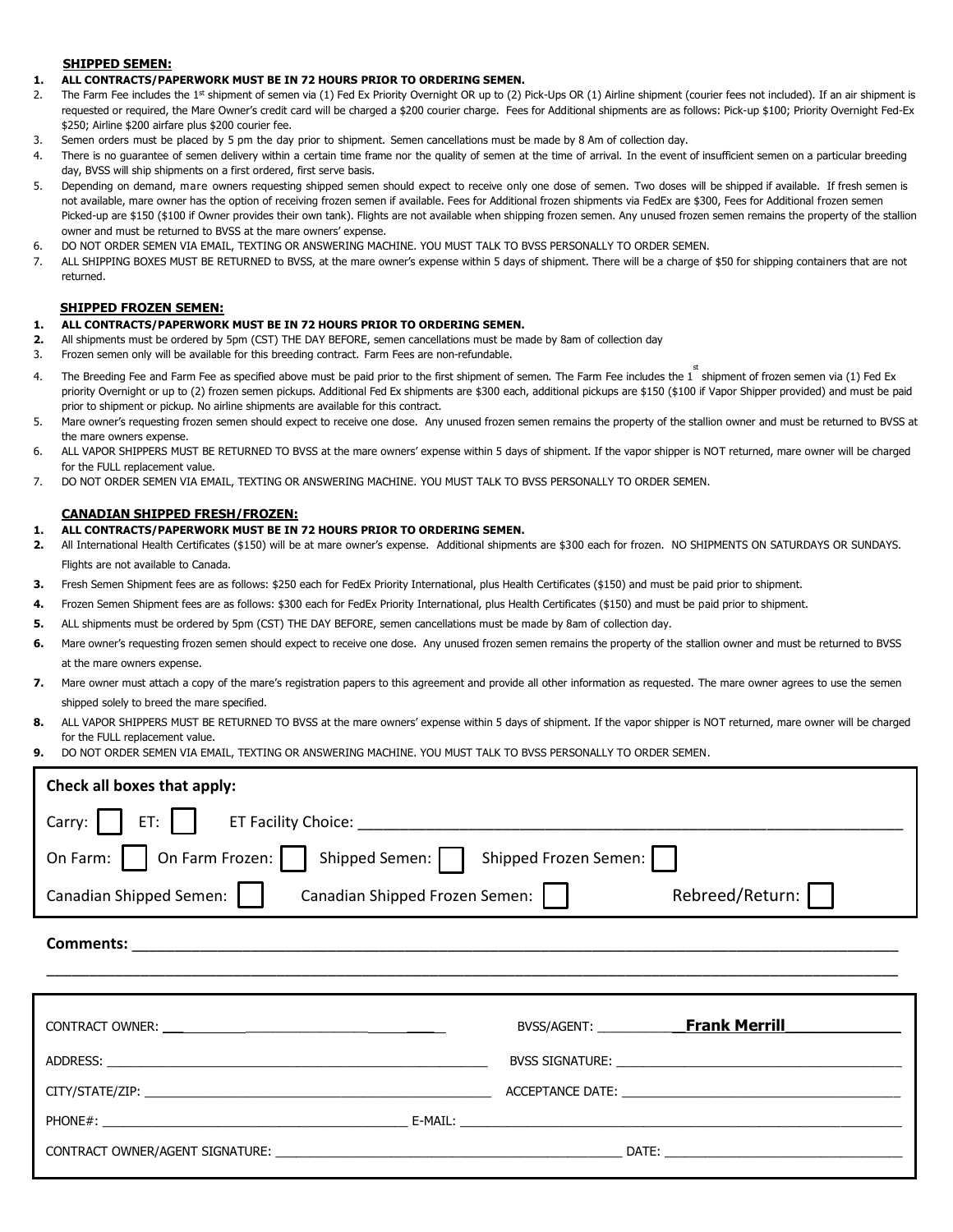### SHIPPED SEMEN:

1. **ALL CONTRACTS/PAPERWORK MUST BE IN 72 HOURS PRIOR TO ORDERING SEMEN.**
2. The Farm Fee includes the 1st shipment of semen via (1) Fed Ex Priority Overnight OR up to (2) Pick-Ups OR (1) Airline shipment (courier fees not included). If an air shipment is requested or required, the Mare Owner's credit card will be charged a $200 courier charge. Fees for Additional shipments are as follows: Pick-up $100; Priority Overnight Fed-Ex $250; Airline $200 airfare plus $200 courier fee.
3. Semen orders must be placed by 5 pm the day prior to shipment. Semen cancellations must be made by 8 Am of collection day.
4. There is no guarantee of semen delivery within a certain time frame nor the quality of semen at the time of arrival. In the event of insufficient semen on a particular breeding day, BVSS will ship shipments on a first ordered, first serve basis.
5. Depending on demand, mare owners requesting shipped semen should expect to receive only one dose of semen. Two doses will be shipped if available. If fresh semen is not available, mare owner has the option of receiving frozen semen if available. Fees for Additional frozen shipments via FedEx are $300, Fees for Additional frozen semen Picked-up are $150 ($100 if Owner provides their own tank). Flights are not available when shipping frozen semen. Any unused frozen semen remains the property of the stallion owner and must be returned to BVSS at the mare owners' expense.
6. DO NOT ORDER SEMEN VIA EMAIL, TEXTING OR ANSWERING MACHINE. YOU MUST TALK TO BVSS PERSONALLY TO ORDER SEMEN.
7. ALL SHIPPING BOXES MUST BE RETURNED to BVSS, at the mare owner's expense within 5 days of shipment. There will be a charge of $50 for shipping containers that are not returned.

### SHIPPED FROZEN SEMEN:

1. **ALL CONTRACTS/PAPERWORK MUST BE IN 72 HOURS PRIOR TO ORDERING SEMEN.**
2. All shipments must be ordered by 5pm (CST) THE DAY BEFORE, semen cancellations must be made by 8am of collection day
3. Frozen semen only will be available for this breeding contract. Farm Fees are non-refundable.
4. The Breeding Fee and Farm Fee as specified above must be paid prior to the first shipment of semen. The Farm Fee includes the 1st shipment of frozen semen via (1) Fed Ex priority Overnight or up to (2) frozen semen pickups. Additional Fed Ex shipments are $300 each, additional pickups are $150 ($100 if Vapor Shipper provided) and must be paid prior to shipment or pickup. No airline shipments are available for this contract.
5. Mare owner's requesting frozen semen should expect to receive one dose. Any unused frozen semen remains the property of the stallion owner and must be returned to BVSS at the mare owners expense.
6. ALL VAPOR SHIPPERS MUST BE RETURNED TO BVSS at the mare owners' expense within 5 days of shipment. If the vapor shipper is NOT returned, mare owner will be charged for the FULL replacement value.
7. DO NOT ORDER SEMEN VIA EMAIL, TEXTING OR ANSWERING MACHINE. YOU MUST TALK TO BVSS PERSONALLY TO ORDER SEMEN.

### CANADIAN SHIPPED FRESH/FROZEN:

1. **ALL CONTRACTS/PAPERWORK MUST BE IN 72 HOURS PRIOR TO ORDERING SEMEN.**
2. All International Health Certificates ($150) will be at mare owner's expense. Additional shipments are $300 each for frozen. NO SHIPMENTS ON SATURDAYS OR SUNDAYS. Flights are not available to Canada.
3. Fresh Semen Shipment fees are as follows: $250 each for FedEx Priority International, plus Health Certificates ($150) and must be paid prior to shipment.
4. Frozen Semen Shipment fees are as follows: $300 each for FedEx Priority International, plus Health Certificates ($150) and must be paid prior to shipment.
5. ALL shipments must be ordered by 5pm (CST) THE DAY BEFORE, semen cancellations must be made by 8am of collection day.
6. Mare owner's requesting frozen semen should expect to receive one dose. Any unused frozen semen remains the property of the stallion owner and must be returned to BVSS at the mare owners expense.
7. Mare owner must attach a copy of the mare's registration papers to this agreement and provide all other information as requested. The mare owner agrees to use the semen shipped solely to breed the mare specified.
8. ALL VAPOR SHIPPERS MUST BE RETURNED TO BVSS at the mare owners' expense within 5 days of shipment. If the vapor shipper is NOT returned, mare owner will be charged for the FULL replacement value.
9. DO NOT ORDER SEMEN VIA EMAIL, TEXTING OR ANSWERING MACHINE. YOU MUST TALK TO BVSS PERSONALLY TO ORDER SEMEN.

**Check all boxes that apply:**

Carry: ☐ ET: ☐ ET Facility Choice: ______________________________

On Farm: ☐ On Farm Frozen: ☐ Shipped Semen: ☐ Shipped Frozen Semen: ☐

Canadian Shipped Semen: ☐ Canadian Shipped Frozen Semen: ☐ Rebreed/Return: ☐

**Comments:** ______________________________

CONTRACT OWNER: ______________________________ BVSS/AGENT: **Frank Merrill**

ADDRESS: ______________________________ BVSS SIGNATURE: ______________________________

CITY/STATE/ZIP: ______________________________ ACCEPTANCE DATE: ______________________________

PHONE#: ______________________________ E-MAIL: ______________________________

CONTRACT OWNER/AGENT SIGNATURE: ______________________________ DATE: ______________________________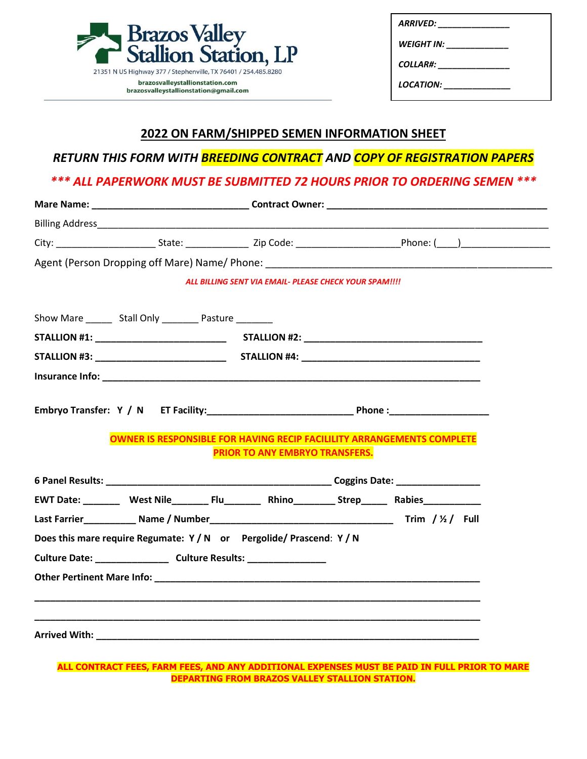**Brazos Valley Stallion Station, LP**

21351 N US Highway 377 / Stephenville, TX 76401 / 254.485.8280

brazosvalleystallionstation.com
brazosvalleystallionstation@gmail.com

*ARRIVED: _______________*

*WEIGHT IN: _____________*

*COLLAR#: _______________*

*LOCATION: ______________*

## 2022 ON FARM/SHIPPED SEMEN INFORMATION SHEET

***RETURN THIS FORM WITH BREEDING CONTRACT AND COPY OF REGISTRATION PAPERS***

***\*\*\* ALL PAPERWORK MUST BE SUBMITTED 72 HOURS PRIOR TO ORDERING SEMEN \*\*\****

**Mare Name:** _____________________________ **Contract Owner:** ________________________________________

Billing Address_________________________________________________________________________________

City: __________________ State: ____________ Zip Code: ___________________Phone: (____)________________

Agent (Person Dropping off Mare) Name/ Phone: ___________________________________________________

***ALL BILLING SENT VIA EMAIL- PLEASE CHECK YOUR SPAM!!!!***

Show Mare _____ Stall Only _______ Pasture _______

**STALLION #1:** _________________________ **STALLION #2:** __________________________________

**STALLION #3:** _________________________ **STALLION #4:** __________________________________

**Insurance Info:** ________________________________________________________________________

**Embryo Transfer: Y / N ET Facility:**___________________________ **Phone :**__________________

**OWNER IS RESPONSIBLE FOR HAVING RECIP FACILILITY ARRANGEMENTS COMPLETE PRIOR TO ANY EMBRYO TRANSFERS.**

**6 Panel Results:** ___________________________________________ **Coggins Date:** _______________

**EWT Date:** _______ **West Nile**_______ **Flu**_______ **Rhino**________ **Strep**_____ **Rabies**___________

**Last Farrier**__________ **Name / Number**___________________________________ **Trim / ½ / Full**

**Does this mare require Regumate: Y / N or Pergolide/ Prascend: Y / N**

**Culture Date:** ______________ **Culture Results:** _______________

**Other Pertinent Mare Info:** ______________________________________________________________

_________________________________________________________________________________________

_________________________________________________________________________________________

**Arrived With:** ________________________________________________________________________

**ALL CONTRACT FEES, FARM FEES, AND ANY ADDITIONAL EXPENSES MUST BE PAID IN FULL PRIOR TO MARE DEPARTING FROM BRAZOS VALLEY STALLION STATION.**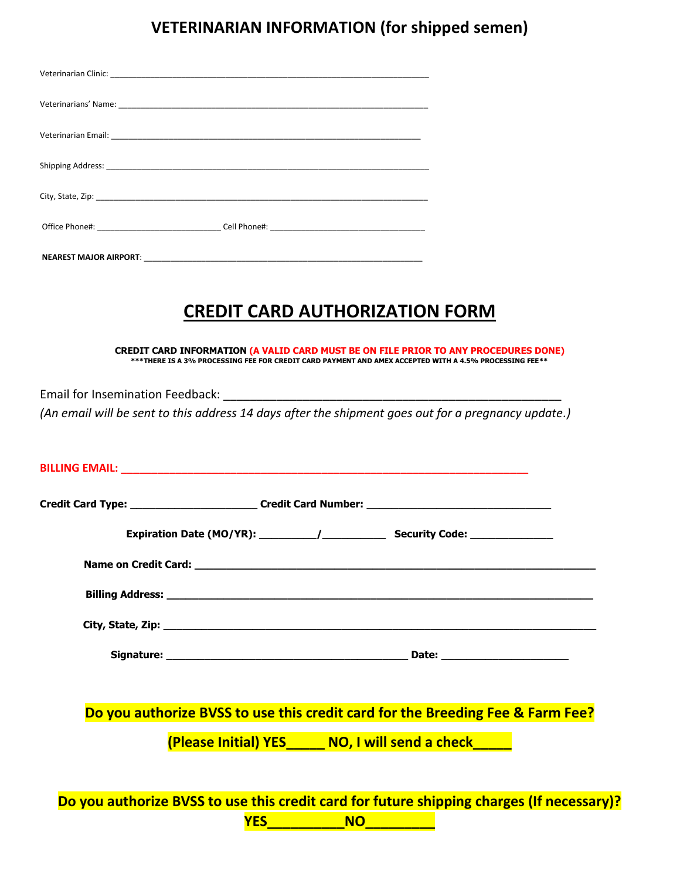## VETERINARIAN INFORMATION (for shipped semen)

Veterinarian Clinic: ______________________________________________________________________

Veterinarians' Name: ______________________________________________________________________

Veterinarian Email: ______________________________________________________________________

Shipping Address: ______________________________________________________________________

City, State, Zip: ______________________________________________________________________

Office Phone#: ___________________________ Cell Phone#: ___________________________________

**NEAREST MAJOR AIRPORT**: ______________________________________________________________

## CREDIT CARD AUTHORIZATION FORM

**CREDIT CARD INFORMATION (A VALID CARD MUST BE ON FILE PRIOR TO ANY PROCEDURES DONE)**

****THERE IS A 3% PROCESSING FEE FOR CREDIT CARD PAYMENT AND AMEX ACCEPTED WITH A 4.5% PROCESSING FEE****

Email for Insemination Feedback: ____________________________________________________

*(An email will be sent to this address 14 days after the shipment goes out for a pregnancy update.)*

**BILLING EMAIL: ___________________________________________________________________**

**Credit Card Type: ____________________ Credit Card Number: _____________________________**

**Expiration Date (MO/YR): _________/__________ Security Code: _____________**

**Name on Credit Card: _________________________________________________________________**

**Billing Address: _____________________________________________________________________**

**City, State, Zip: _____________________________________________________________________**

**Signature: ______________________________________ Date: ____________________**

**Do you authorize BVSS to use this credit card for the Breeding Fee & Farm Fee?**

**(Please Initial) YES_____ NO, I will send a check_____**

**Do you authorize BVSS to use this credit card for future shipping charges (If necessary)?**

**YES__________NO_________**